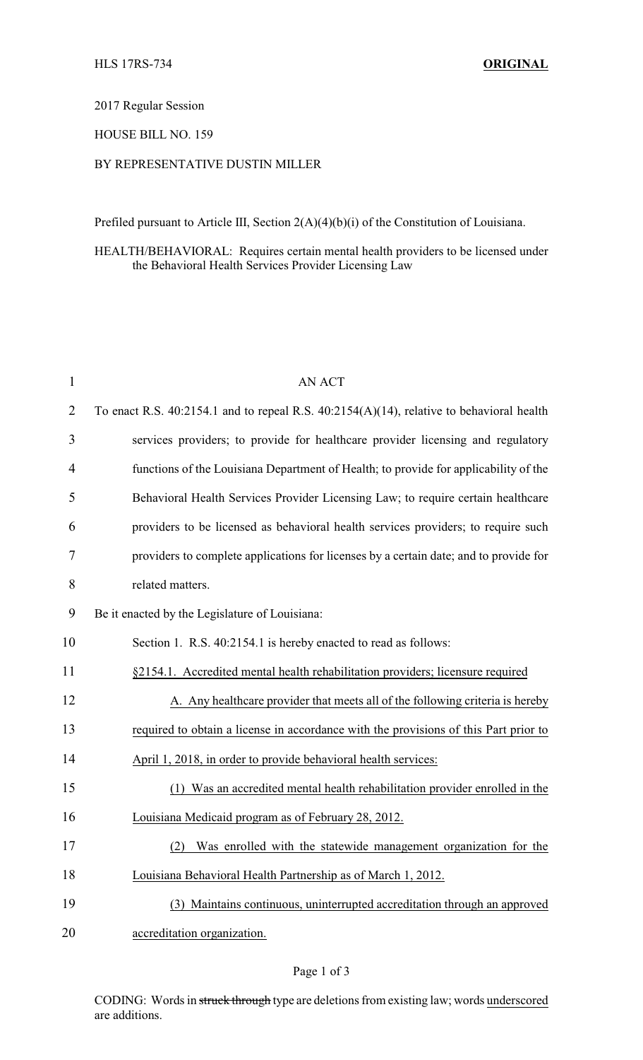HLS 17RS-734 **ORIGINAL**

2017 Regular Session

HOUSE BILL NO. 159

BY REPRESENTATIVE DUSTIN MILLER

Prefiled pursuant to Article III, Section 2(A)(4)(b)(i) of the Constitution of Louisiana.

HEALTH/BEHAVIORAL: Requires certain mental health providers to be licensed under the Behavioral Health Services Provider Licensing Law

AN ACT

To enact R.S. 40:2154.1 and to repeal R.S. 40:2154(A)(14), relative to behavioral health services providers; to provide for healthcare provider licensing and regulatory functions of the Louisiana Department of Health; to provide for applicability of the Behavioral Health Services Provider Licensing Law; to require certain healthcare providers to be licensed as behavioral health services providers; to require such providers to complete applications for licenses by a certain date; and to provide for related matters.

Be it enacted by the Legislature of Louisiana:

Section 1. R.S. 40:2154.1 is hereby enacted to read as follows:

<u>§2154.1. Accredited mental health rehabilitation providers; licensure required</u>

<u>A. Any healthcare provider that meets all of the following criteria is hereby required to obtain a license in accordance with the provisions of this Part prior to April 1, 2018, in order to provide behavioral health services:</u>

<u>(1) Was an accredited mental health rehabilitation provider enrolled in the Louisiana Medicaid program as of February 28, 2012.</u>

<u>(2) Was enrolled with the statewide management organization for the Louisiana Behavioral Health Partnership as of March 1, 2012.</u>

<u>(3) Maintains continuous, uninterrupted accreditation through an approved accreditation organization.</u>

CODING: Words in ~~struck through~~ type are deletions from existing law; words <u>underscored</u> are additions.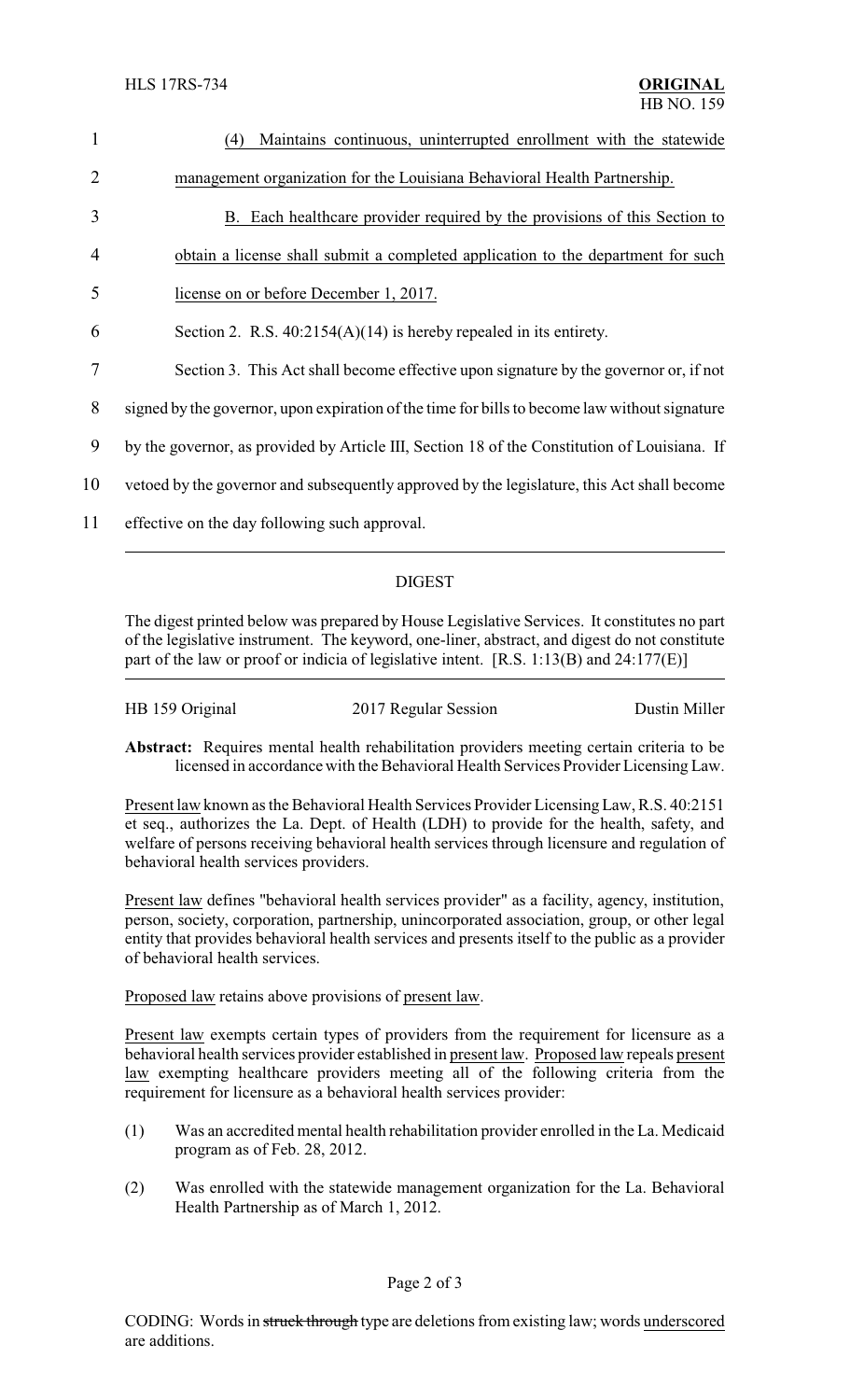(4) <u>Maintains continuous, uninterrupted enrollment with the statewide management organization for the Louisiana Behavioral Health Partnership.</u>

<u>B. Each healthcare provider required by the provisions of this Section to obtain a license shall submit a completed application to the department for such license on or before December 1, 2017.</u>

Section 2. R.S. 40:2154(A)(14) is hereby repealed in its entirety.

Section 3. This Act shall become effective upon signature by the governor or, if not signed by the governor, upon expiration of the time for bills to become law without signature by the governor, as provided by Article III, Section 18 of the Constitution of Louisiana. If vetoed by the governor and subsequently approved by the legislature, this Act shall become effective on the day following such approval.

---

## DIGEST

The digest printed below was prepared by House Legislative Services. It constitutes no part of the legislative instrument. The keyword, one-liner, abstract, and digest do not constitute part of the law or proof or indicia of legislative intent. [R.S. 1:13(B) and 24:177(E)]

HB 159 Original 2017 Regular Session Dustin Miller

**Abstract:** Requires mental health rehabilitation providers meeting certain criteria to be licensed in accordance with the Behavioral Health Services Provider Licensing Law.

<u>Present law</u> known as the Behavioral Health Services Provider Licensing Law, R.S. 40:2151 et seq., authorizes the La. Dept. of Health (LDH) to provide for the health, safety, and welfare of persons receiving behavioral health services through licensure and regulation of behavioral health services providers.

<u>Present law</u> defines "behavioral health services provider" as a facility, agency, institution, person, society, corporation, partnership, unincorporated association, group, or other legal entity that provides behavioral health services and presents itself to the public as a provider of behavioral health services.

<u>Proposed law</u> retains above provisions of <u>present law</u>.

<u>Present law</u> exempts certain types of providers from the requirement for licensure as a behavioral health services provider established in <u>present law</u>. <u>Proposed law</u> repeals <u>present law</u> exempting healthcare providers meeting all of the following criteria from the requirement for licensure as a behavioral health services provider:

(1) Was an accredited mental health rehabilitation provider enrolled in the La. Medicaid program as of Feb. 28, 2012.

(2) Was enrolled with the statewide management organization for the La. Behavioral Health Partnership as of March 1, 2012.

CODING: Words in ~~struck through~~ type are deletions from existing law; words <u>underscored</u> are additions.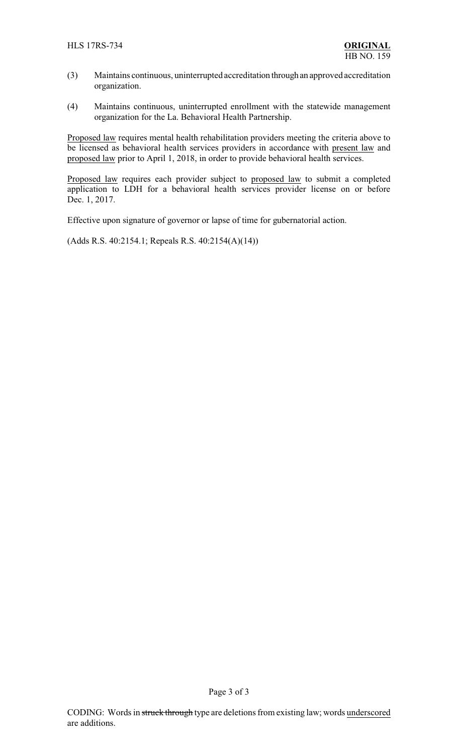(3) Maintains continuous, uninterrupted accreditation through an approved accreditation organization.

(4) Maintains continuous, uninterrupted enrollment with the statewide management organization for the La. Behavioral Health Partnership.

Proposed law requires mental health rehabilitation providers meeting the criteria above to be licensed as behavioral health services providers in accordance with present law and proposed law prior to April 1, 2018, in order to provide behavioral health services.

Proposed law requires each provider subject to proposed law to submit a completed application to LDH for a behavioral health services provider license on or before Dec. 1, 2017.

Effective upon signature of governor or lapse of time for gubernatorial action.

(Adds R.S. 40:2154.1; Repeals R.S. 40:2154(A)(14))

CODING: Words in ~~struck through~~ type are deletions from existing law; words underscored are additions.